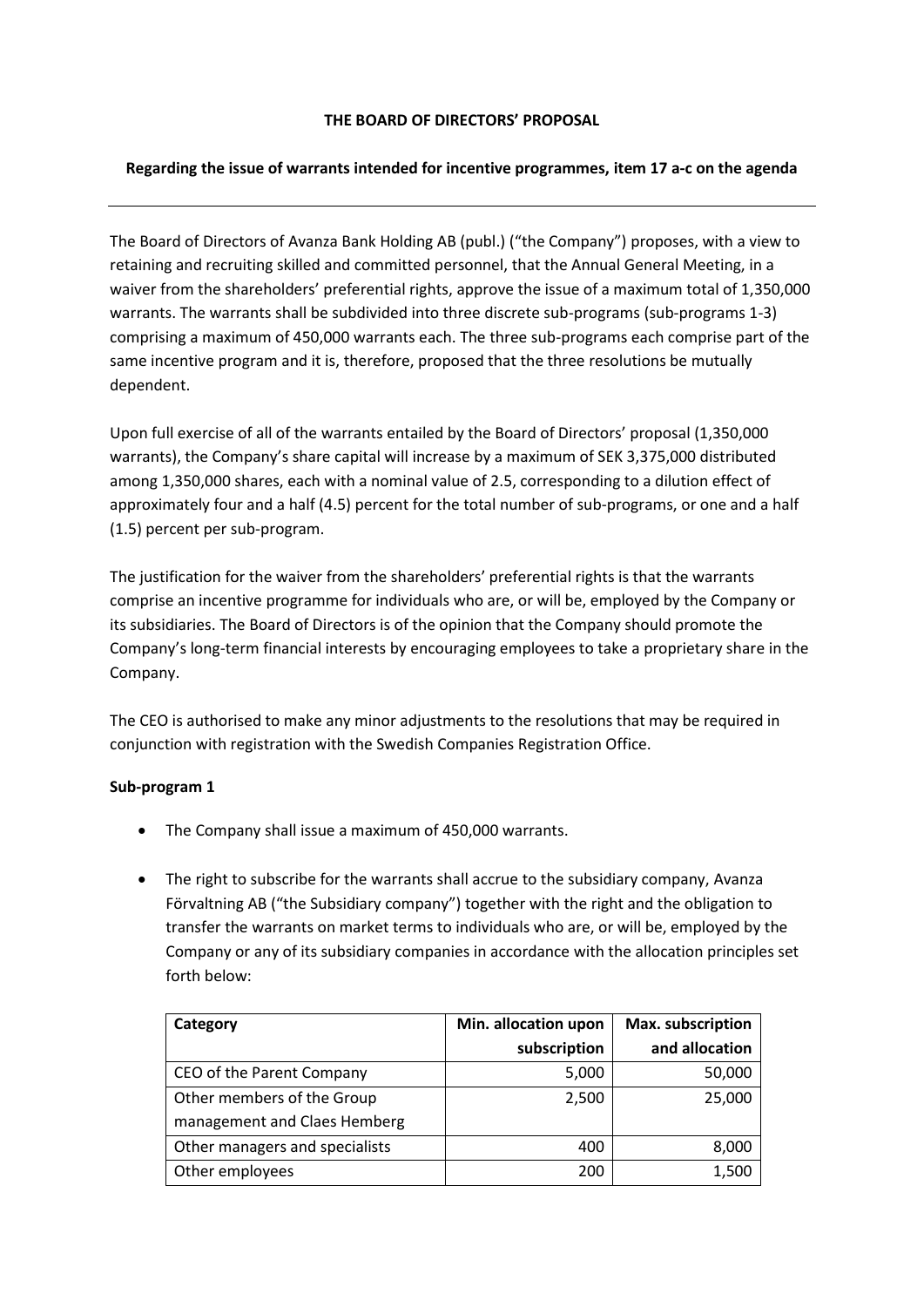**THE BOARD OF DIRECTORS' PROPOSAL**

**Regarding the issue of warrants intended for incentive programmes, item 17 a-c on the agenda**

---

The Board of Directors of Avanza Bank Holding AB (publ.) ("the Company") proposes, with a view to retaining and recruiting skilled and committed personnel, that the Annual General Meeting, in a waiver from the shareholders' preferential rights, approve the issue of a maximum total of 1,350,000 warrants. The warrants shall be subdivided into three discrete sub-programs (sub-programs 1-3) comprising a maximum of 450,000 warrants each. The three sub-programs each comprise part of the same incentive program and it is, therefore, proposed that the three resolutions be mutually dependent.

Upon full exercise of all of the warrants entailed by the Board of Directors' proposal (1,350,000 warrants), the Company's share capital will increase by a maximum of SEK 3,375,000 distributed among 1,350,000 shares, each with a nominal value of 2.5, corresponding to a dilution effect of approximately four and a half (4.5) percent for the total number of sub-programs, or one and a half (1.5) percent per sub-program.

The justification for the waiver from the shareholders' preferential rights is that the warrants comprise an incentive programme for individuals who are, or will be, employed by the Company or its subsidiaries. The Board of Directors is of the opinion that the Company should promote the Company's long-term financial interests by encouraging employees to take a proprietary share in the Company.

The CEO is authorised to make any minor adjustments to the resolutions that may be required in conjunction with registration with the Swedish Companies Registration Office.

**Sub-program 1**

- The Company shall issue a maximum of 450,000 warrants.
- The right to subscribe for the warrants shall accrue to the subsidiary company, Avanza Förvaltning AB ("the Subsidiary company") together with the right and the obligation to transfer the warrants on market terms to individuals who are, or will be, employed by the Company or any of its subsidiary companies in accordance with the allocation principles set forth below:

| Category | Min. allocation upon subscription | Max. subscription and allocation |
|---|---|---|
| CEO of the Parent Company | 5,000 | 50,000 |
| Other members of the Group management and Claes Hemberg | 2,500 | 25,000 |
| Other managers and specialists | 400 | 8,000 |
| Other employees | 200 | 1,500 |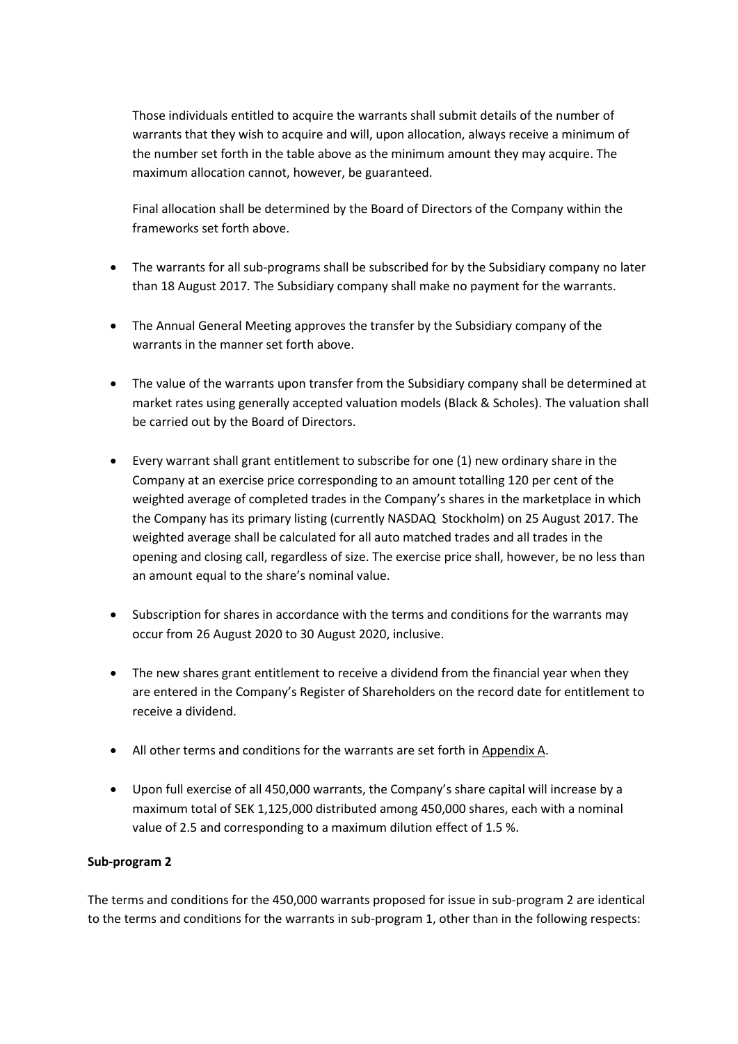Those individuals entitled to acquire the warrants shall submit details of the number of warrants that they wish to acquire and will, upon allocation, always receive a minimum of the number set forth in the table above as the minimum amount they may acquire. The maximum allocation cannot, however, be guaranteed.

Final allocation shall be determined by the Board of Directors of the Company within the frameworks set forth above.

- The warrants for all sub-programs shall be subscribed for by the Subsidiary company no later than 18 August 2017. The Subsidiary company shall make no payment for the warrants.
- The Annual General Meeting approves the transfer by the Subsidiary company of the warrants in the manner set forth above.
- The value of the warrants upon transfer from the Subsidiary company shall be determined at market rates using generally accepted valuation models (Black & Scholes). The valuation shall be carried out by the Board of Directors.
- Every warrant shall grant entitlement to subscribe for one (1) new ordinary share in the Company at an exercise price corresponding to an amount totalling 120 per cent of the weighted average of completed trades in the Company's shares in the marketplace in which the Company has its primary listing (currently NASDAQ Stockholm) on 25 August 2017. The weighted average shall be calculated for all auto matched trades and all trades in the opening and closing call, regardless of size. The exercise price shall, however, be no less than an amount equal to the share's nominal value.
- Subscription for shares in accordance with the terms and conditions for the warrants may occur from 26 August 2020 to 30 August 2020, inclusive.
- The new shares grant entitlement to receive a dividend from the financial year when they are entered in the Company's Register of Shareholders on the record date for entitlement to receive a dividend.
- All other terms and conditions for the warrants are set forth in Appendix A.
- Upon full exercise of all 450,000 warrants, the Company's share capital will increase by a maximum total of SEK 1,125,000 distributed among 450,000 shares, each with a nominal value of 2.5 and corresponding to a maximum dilution effect of 1.5 %.

**Sub-program 2**

The terms and conditions for the 450,000 warrants proposed for issue in sub-program 2 are identical to the terms and conditions for the warrants in sub-program 1, other than in the following respects: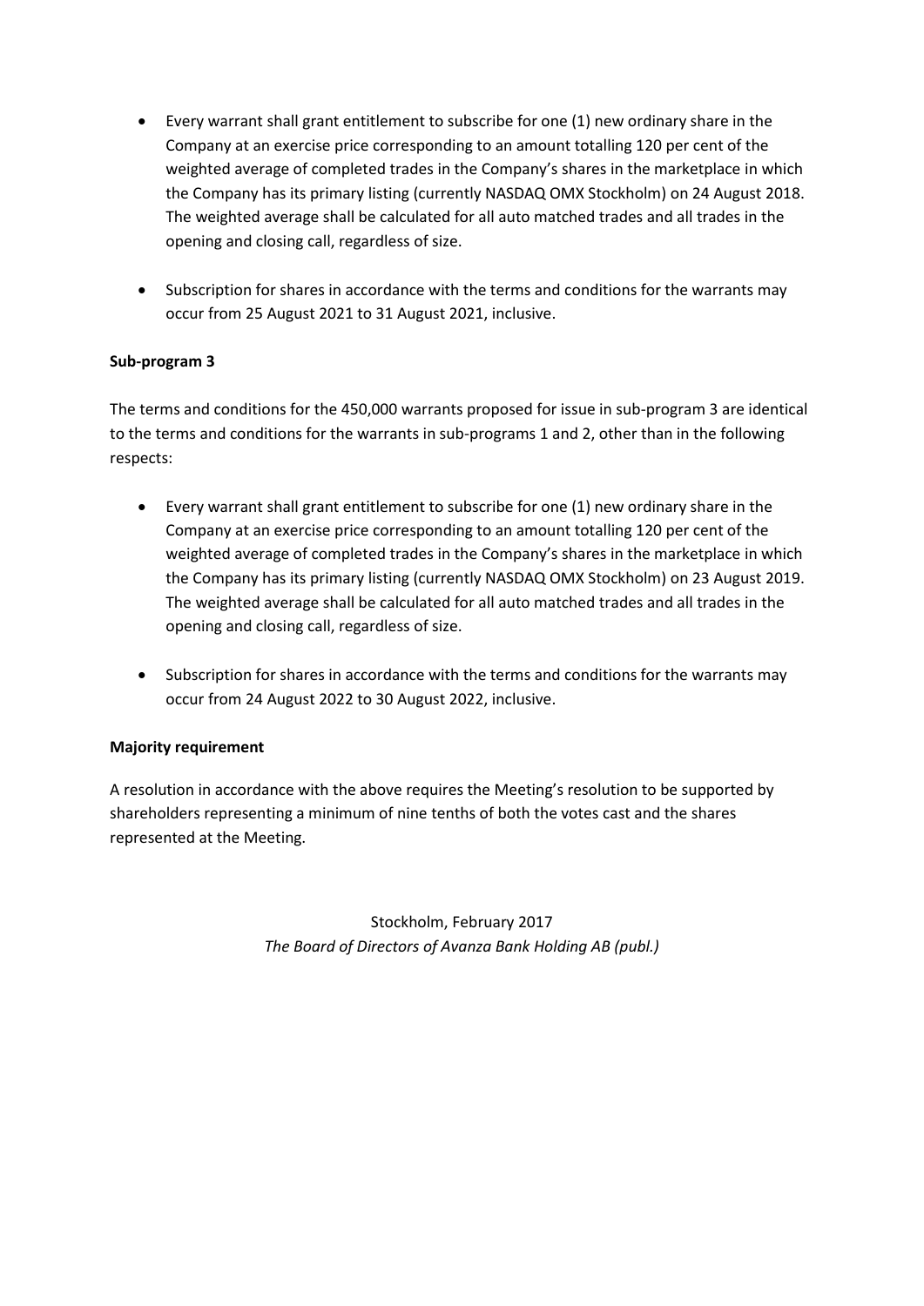- Every warrant shall grant entitlement to subscribe for one (1) new ordinary share in the Company at an exercise price corresponding to an amount totalling 120 per cent of the weighted average of completed trades in the Company's shares in the marketplace in which the Company has its primary listing (currently NASDAQ OMX Stockholm) on 24 August 2018. The weighted average shall be calculated for all auto matched trades and all trades in the opening and closing call, regardless of size.

- Subscription for shares in accordance with the terms and conditions for the warrants may occur from 25 August 2021 to 31 August 2021, inclusive.

**Sub-program 3**

The terms and conditions for the 450,000 warrants proposed for issue in sub-program 3 are identical to the terms and conditions for the warrants in sub-programs 1 and 2, other than in the following respects:

- Every warrant shall grant entitlement to subscribe for one (1) new ordinary share in the Company at an exercise price corresponding to an amount totalling 120 per cent of the weighted average of completed trades in the Company's shares in the marketplace in which the Company has its primary listing (currently NASDAQ OMX Stockholm) on 23 August 2019. The weighted average shall be calculated for all auto matched trades and all trades in the opening and closing call, regardless of size.

- Subscription for shares in accordance with the terms and conditions for the warrants may occur from 24 August 2022 to 30 August 2022, inclusive.

**Majority requirement**

A resolution in accordance with the above requires the Meeting's resolution to be supported by shareholders representing a minimum of nine tenths of both the votes cast and the shares represented at the Meeting.

Stockholm, February 2017
*The Board of Directors of Avanza Bank Holding AB (publ.)*